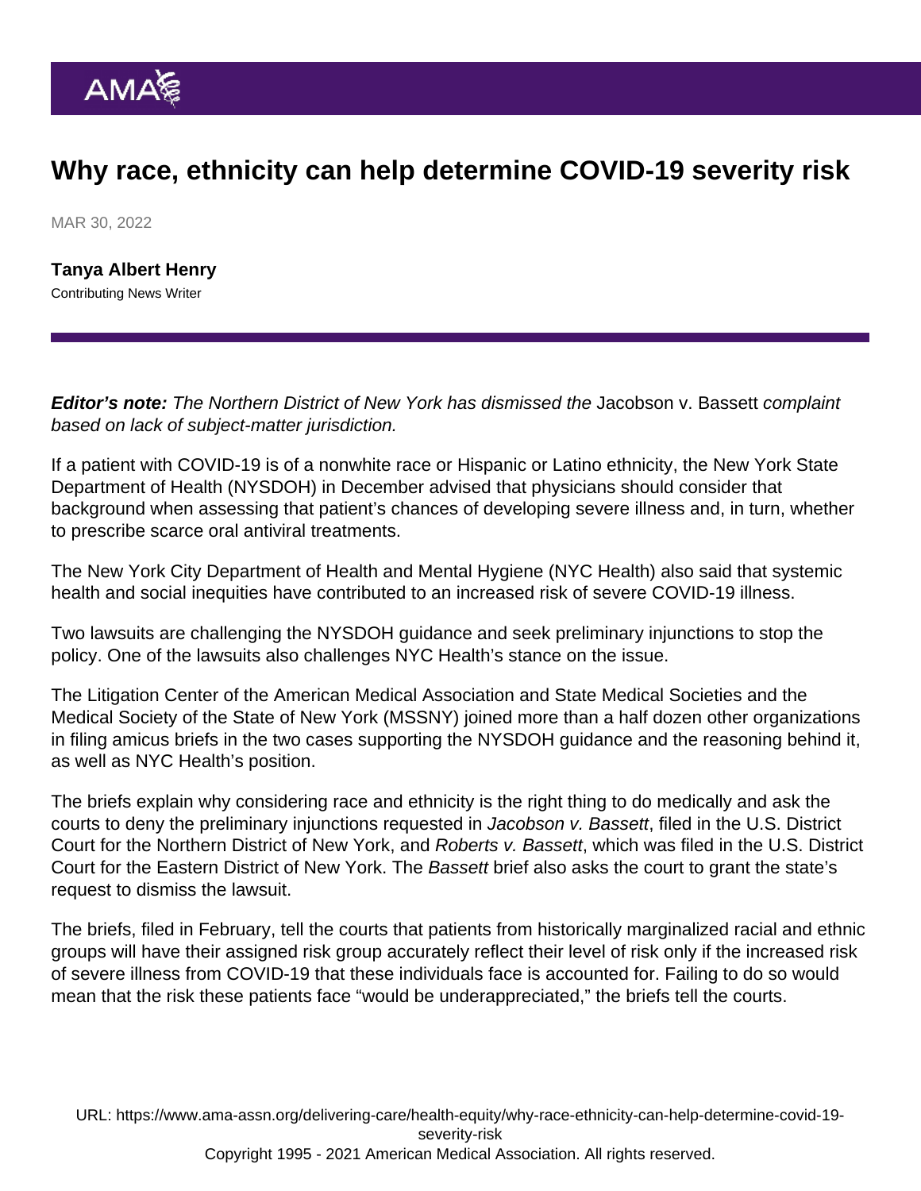# Why race, ethnicity can help determine COVID-19 severity risk

MAR 30, 2022

**Tanya Albert Henry**
Contributing News Writer

***Editor's note:*** *The Northern District of New York has dismissed the* Jacobson v. Bassett *complaint based on lack of subject-matter jurisdiction.*

If a patient with COVID-19 is of a nonwhite race or Hispanic or Latino ethnicity, the New York State Department of Health (NYSDOH) in December advised that physicians should consider that background when assessing that patient's chances of developing severe illness and, in turn, whether to prescribe scarce oral antiviral treatments.

The New York City Department of Health and Mental Hygiene (NYC Health) also said that systemic health and social inequities have contributed to an increased risk of severe COVID-19 illness.

Two lawsuits are challenging the NYSDOH guidance and seek preliminary injunctions to stop the policy. One of the lawsuits also challenges NYC Health's stance on the issue.

The Litigation Center of the American Medical Association and State Medical Societies and the Medical Society of the State of New York (MSSNY) joined more than a half dozen other organizations in filing amicus briefs in the two cases supporting the NYSDOH guidance and the reasoning behind it, as well as NYC Health's position.

The briefs explain why considering race and ethnicity is the right thing to do medically and ask the courts to deny the preliminary injunctions requested in *Jacobson v. Bassett*, filed in the U.S. District Court for the Northern District of New York, and *Roberts v. Bassett*, which was filed in the U.S. District Court for the Eastern District of New York. The *Bassett* brief also asks the court to grant the state's request to dismiss the lawsuit.

The briefs, filed in February, tell the courts that patients from historically marginalized racial and ethnic groups will have their assigned risk group accurately reflect their level of risk only if the increased risk of severe illness from COVID-19 that these individuals face is accounted for. Failing to do so would mean that the risk these patients face "would be underappreciated," the briefs tell the courts.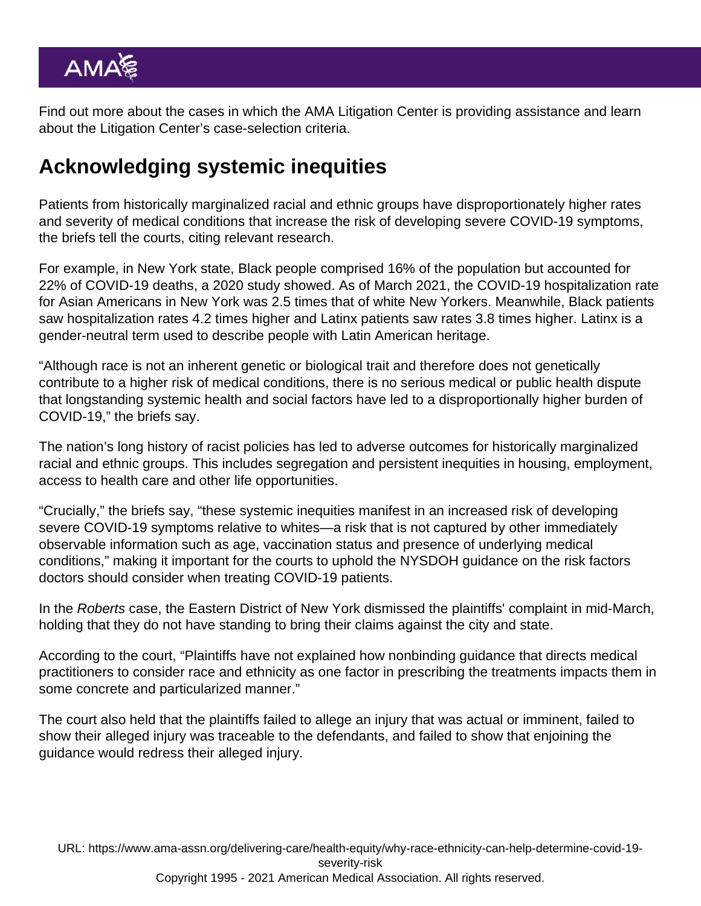Find out more about the cases in which the AMA Litigation Center is providing assistance and learn about the Litigation Center's case-selection criteria.

## Acknowledging systemic inequities

Patients from historically marginalized racial and ethnic groups have disproportionately higher rates and severity of medical conditions that increase the risk of developing severe COVID-19 symptoms, the briefs tell the courts, citing relevant research.

For example, in New York state, Black people comprised 16% of the population but accounted for 22% of COVID-19 deaths, a 2020 study showed. As of March 2021, the COVID-19 hospitalization rate for Asian Americans in New York was 2.5 times that of white New Yorkers. Meanwhile, Black patients saw hospitalization rates 4.2 times higher and Latinx patients saw rates 3.8 times higher. Latinx is a gender-neutral term used to describe people with Latin American heritage.

"Although race is not an inherent genetic or biological trait and therefore does not genetically contribute to a higher risk of medical conditions, there is no serious medical or public health dispute that longstanding systemic health and social factors have led to a disproportionally higher burden of COVID-19," the briefs say.

The nation's long history of racist policies has led to adverse outcomes for historically marginalized racial and ethnic groups. This includes segregation and persistent inequities in housing, employment, access to health care and other life opportunities.

"Crucially," the briefs say, "these systemic inequities manifest in an increased risk of developing severe COVID-19 symptoms relative to whites—a risk that is not captured by other immediately observable information such as age, vaccination status and presence of underlying medical conditions," making it important for the courts to uphold the NYSDOH guidance on the risk factors doctors should consider when treating COVID-19 patients.

In the *Roberts* case, the Eastern District of New York dismissed the plaintiffs' complaint in mid-March, holding that they do not have standing to bring their claims against the city and state.

According to the court, "Plaintiffs have not explained how nonbinding guidance that directs medical practitioners to consider race and ethnicity as one factor in prescribing the treatments impacts them in some concrete and particularized manner."

The court also held that the plaintiffs failed to allege an injury that was actual or imminent, failed to show their alleged injury was traceable to the defendants, and failed to show that enjoining the guidance would redress their alleged injury.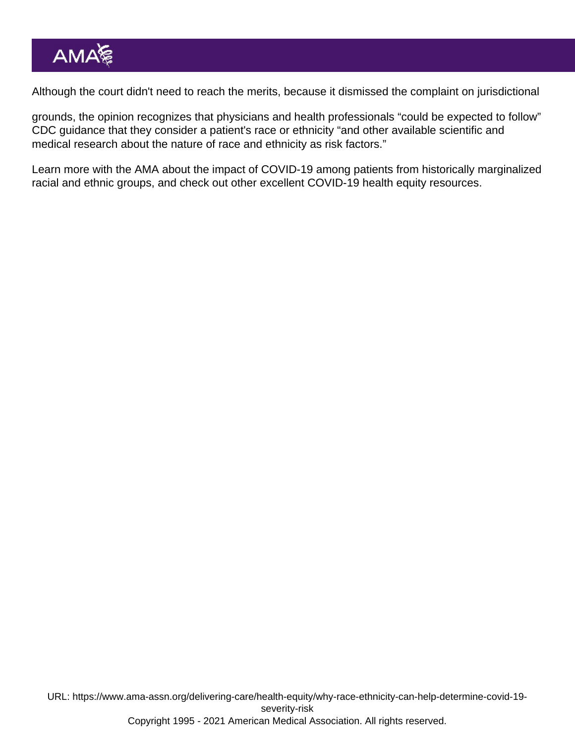Although the court didn't need to reach the merits, because it dismissed the complaint on jurisdictional grounds, the opinion recognizes that physicians and health professionals “could be expected to follow” CDC guidance that they consider a patient's race or ethnicity “and other available scientific and medical research about the nature of race and ethnicity as risk factors.”

Learn more with the AMA about the impact of COVID-19 among patients from historically marginalized racial and ethnic groups, and check out other excellent COVID-19 health equity resources.